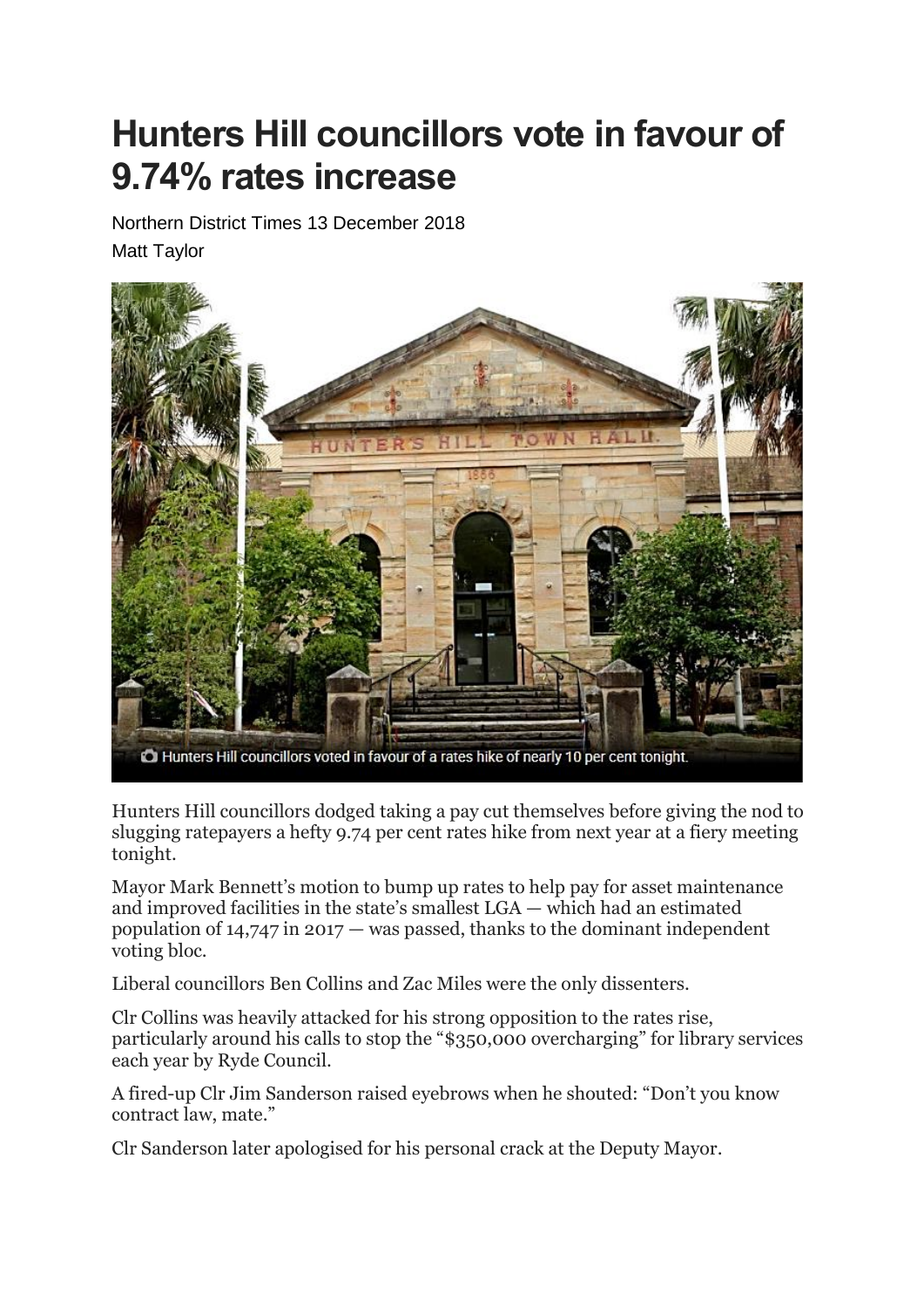# Hunters Hill councillors vote in favour of 9.74% rates increase

Northern District Times 13 December 2018

Matt Taylor

Hunters Hill councillors voted in favour of a rates hike of nearly 10 per cent tonight.

Hunters Hill councillors dodged taking a pay cut themselves before giving the nod to slugging ratepayers a hefty 9.74 per cent rates hike from next year at a fiery meeting tonight.

Mayor Mark Bennett's motion to bump up rates to help pay for asset maintenance and improved facilities in the state's smallest LGA — which had an estimated population of 14,747 in 2017 — was passed, thanks to the dominant independent voting bloc.

Liberal councillors Ben Collins and Zac Miles were the only dissenters.

Clr Collins was heavily attacked for his strong opposition to the rates rise, particularly around his calls to stop the "$350,000 overcharging" for library services each year by Ryde Council.

A fired-up Clr Jim Sanderson raised eyebrows when he shouted: "Don't you know contract law, mate."

Clr Sanderson later apologised for his personal crack at the Deputy Mayor.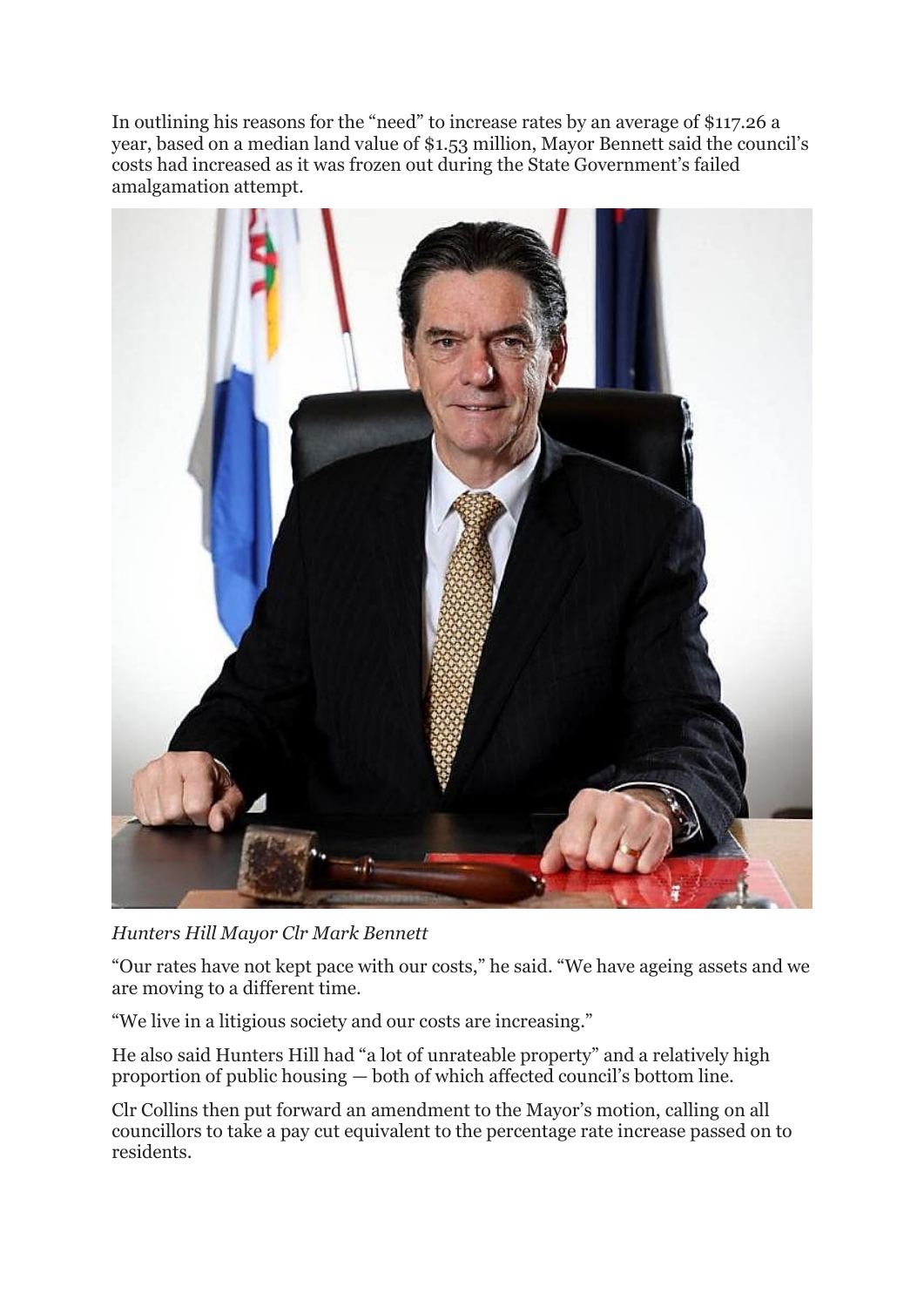In outlining his reasons for the "need" to increase rates by an average of $117.26 a year, based on a median land value of $1.53 million, Mayor Bennett said the council's costs had increased as it was frozen out during the State Government's failed amalgamation attempt.

*Hunters Hill Mayor Clr Mark Bennett*

"Our rates have not kept pace with our costs," he said. "We have ageing assets and we are moving to a different time.

"We live in a litigious society and our costs are increasing."

He also said Hunters Hill had "a lot of unrateable property" and a relatively high proportion of public housing — both of which affected council's bottom line.

Clr Collins then put forward an amendment to the Mayor's motion, calling on all councillors to take a pay cut equivalent to the percentage rate increase passed on to residents.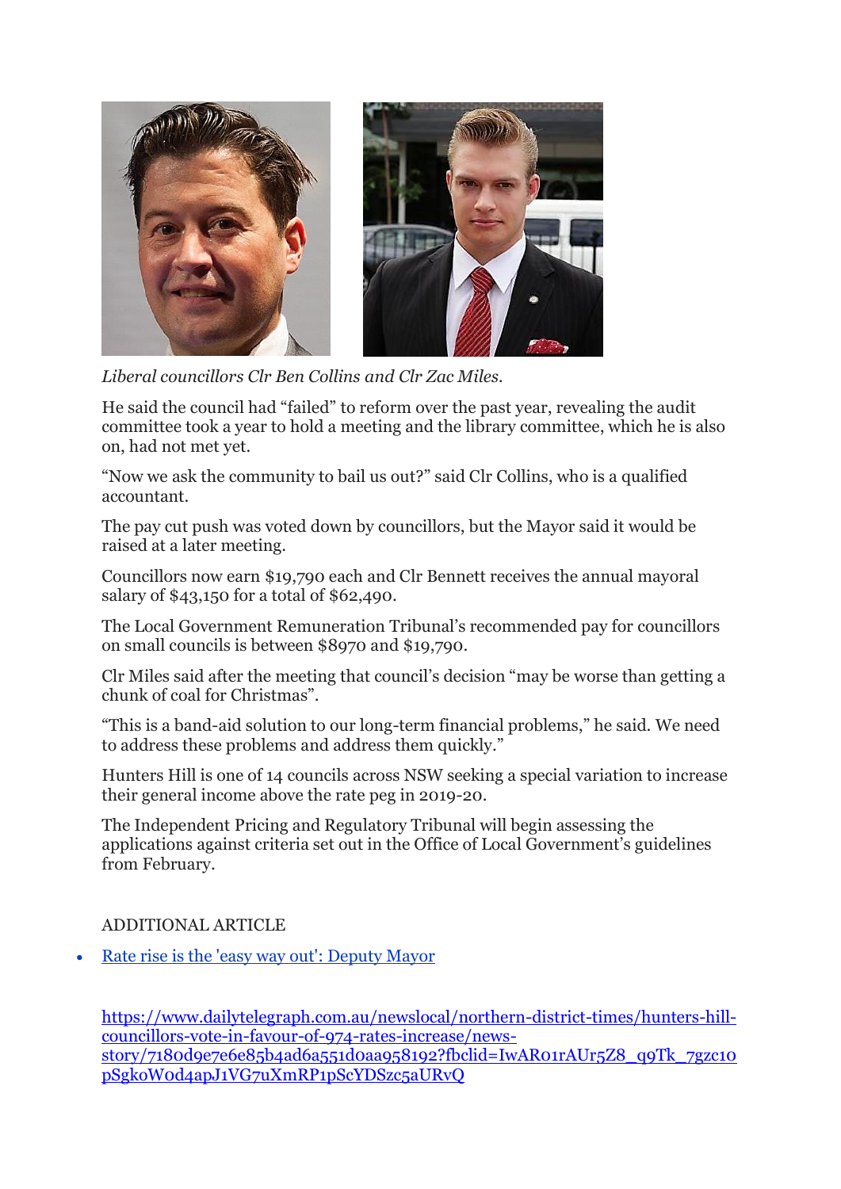*Liberal councillors Clr Ben Collins and Clr Zac Miles.*

He said the council had "failed" to reform over the past year, revealing the audit committee took a year to hold a meeting and the library committee, which he is also on, had not met yet.

"Now we ask the community to bail us out?" said Clr Collins, who is a qualified accountant.

The pay cut push was voted down by councillors, but the Mayor said it would be raised at a later meeting.

Councillors now earn $19,790 each and Clr Bennett receives the annual mayoral salary of $43,150 for a total of $62,490.

The Local Government Remuneration Tribunal's recommended pay for councillors on small councils is between $8970 and $19,790.

Clr Miles said after the meeting that council's decision "may be worse than getting a chunk of coal for Christmas".

"This is a band-aid solution to our long-term financial problems," he said. We need to address these problems and address them quickly."

Hunters Hill is one of 14 councils across NSW seeking a special variation to increase their general income above the rate peg in 2019-20.

The Independent Pricing and Regulatory Tribunal will begin assessing the applications against criteria set out in the Office of Local Government's guidelines from February.

ADDITIONAL ARTICLE

- [Rate rise is the 'easy way out': Deputy Mayor]

[https://www.dailytelegraph.com.au/newslocal/northern-district-times/hunters-hill-councillors-vote-in-favour-of-974-rates-increase/news-story/7180d9e7e6e85b4ad6a551d0aa958192?fbclid=IwAR01rAUr5Z8_q9Tk_7gzc10pSgk0W0d4apJ1VG7uXmRP1pScYDSzc5aURvQ](https://www.dailytelegraph.com.au/newslocal/northern-district-times/hunters-hill-councillors-vote-in-favour-of-974-rates-increase/news-story/7180d9e7e6e85b4ad6a551d0aa958192?fbclid=IwAR01rAUr5Z8_q9Tk_7gzc10pSgk0W0d4apJ1VG7uXmRP1pScYDSzc5aURvQ)